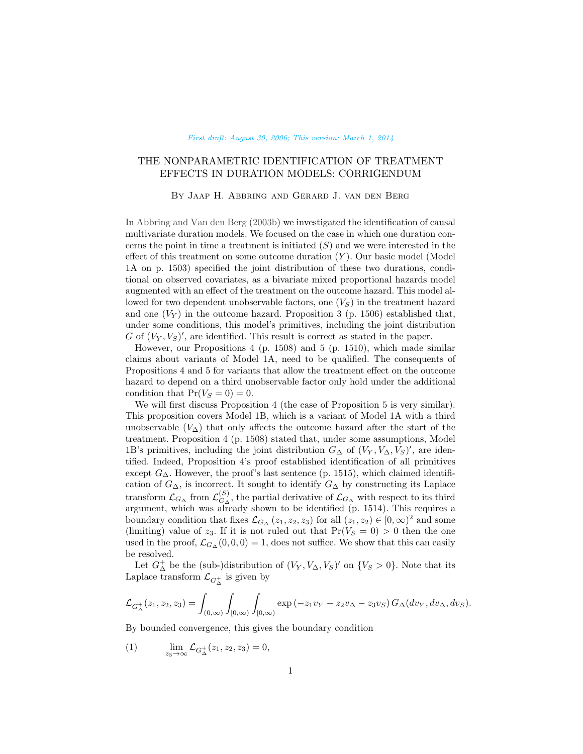*First draft: August 30, 2006; This version: March 1, 2014*

# THE NONPARAMETRIC IDENTIFICATION OF TREATMENT EFFECTS IN DURATION MODELS: CORRIGENDUM

By Jaap H. Abbring and Gerard J. van den Berg

In Abbring and Van den Berg (2003b) we investigated the identification of causal multivariate duration models. We focused on the case in which one duration concerns the point in time a treatment is initiated ($S$) and we were interested in the effect of this treatment on some outcome duration ($Y$). Our basic model (Model 1A on p. 1503) specified the joint distribution of these two durations, conditional on observed covariates, as a bivariate mixed proportional hazards model augmented with an effect of the treatment on the outcome hazard. This model allowed for two dependent unobservable factors, one ($V_S$) in the treatment hazard and one ($V_Y$) in the outcome hazard. Proposition 3 (p. 1506) established that, under some conditions, this model's primitives, including the joint distribution $G$ of $(V_Y, V_S)'$, are identified. This result is correct as stated in the paper.

However, our Propositions 4 (p. 1508) and 5 (p. 1510), which made similar claims about variants of Model 1A, need to be qualified. The consequents of Propositions 4 and 5 for variants that allow the treatment effect on the outcome hazard to depend on a third unobservable factor only hold under the additional condition that $\Pr(V_S = 0) = 0$.

We will first discuss Proposition 4 (the case of Proposition 5 is very similar). This proposition covers Model 1B, which is a variant of Model 1A with a third unobservable ($V_\Delta$) that only affects the outcome hazard after the start of the treatment. Proposition 4 (p. 1508) stated that, under some assumptions, Model 1B's primitives, including the joint distribution $G_\Delta$ of $(V_Y, V_\Delta, V_S)'$, are identified. Indeed, Proposition 4's proof established identification of all primitives except $G_\Delta$. However, the proof's last sentence (p. 1515), which claimed identification of $G_\Delta$, is incorrect. It sought to identify $G_\Delta$ by constructing its Laplace transform $\mathcal{L}_{G_\Delta}$ from $\mathcal{L}^{(S)}_{G_\Delta}$, the partial derivative of $\mathcal{L}_{G_\Delta}$ with respect to its third argument, which was already shown to be identified (p. 1514). This requires a boundary condition that fixes $\mathcal{L}_{G_\Delta}(z_1, z_2, z_3)$ for all $(z_1, z_2) \in [0, \infty)^2$ and some (limiting) value of $z_3$. If it is not ruled out that $\Pr(V_S = 0) > 0$ then the one used in the proof, $\mathcal{L}_{G_\Delta}(0, 0, 0) = 1$, does not suffice. We show that this can easily be resolved.

Let $G^+_\Delta$ be the (sub-)distribution of $(V_Y, V_\Delta, V_S)'$ on $\{V_S > 0\}$. Note that its Laplace transform $\mathcal{L}_{G^+_\Delta}$ is given by

$$\mathcal{L}_{G^+_\Delta}(z_1, z_2, z_3) = \int_{(0,\infty)} \int_{[0,\infty)} \int_{[0,\infty)} \exp\left(-z_1 v_Y - z_2 v_\Delta - z_3 v_S\right) G_\Delta(dv_Y, dv_\Delta, dv_S).$$

By bounded convergence, this gives the boundary condition

$$\lim_{z_3 \to \infty} \mathcal{L}_{G^+_\Delta}(z_1, z_2, z_3) = 0, \tag{1}$$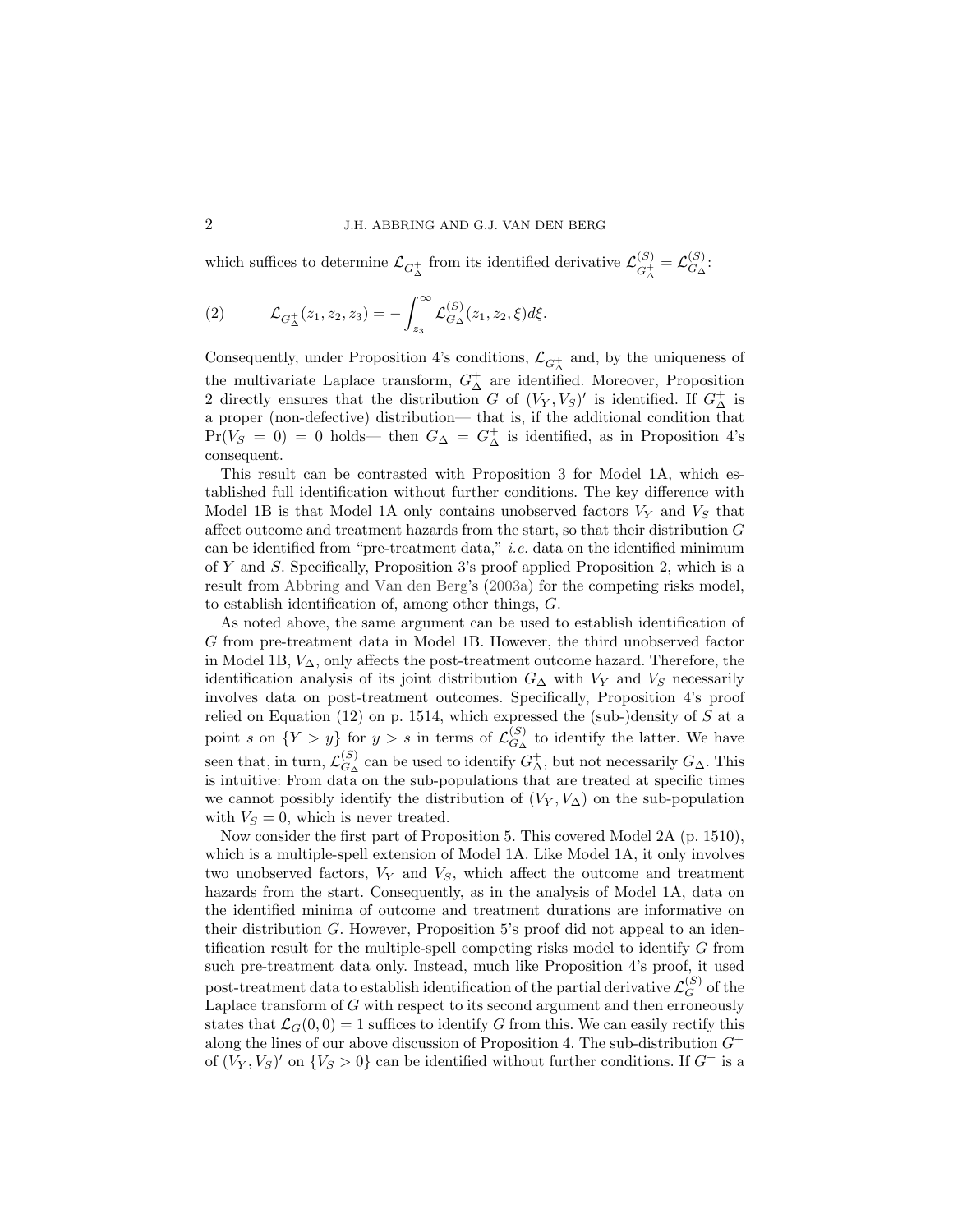which suffices to determine $\mathcal{L}_{G^+_\Delta}$ from its identified derivative $\mathcal{L}^{(S)}_{G^+_\Delta} = \mathcal{L}^{(S)}_{G_\Delta}$:

$$\mathcal{L}_{G^+_\Delta}(z_1, z_2, z_3) = -\int_{z_3}^{\infty} \mathcal{L}^{(S)}_{G_\Delta}(z_1, z_2, \xi) d\xi. \tag{2}$$

Consequently, under Proposition 4's conditions, $\mathcal{L}_{G^+_\Delta}$ and, by the uniqueness of the multivariate Laplace transform, $G^+_\Delta$ are identified. Moreover, Proposition 2 directly ensures that the distribution $G$ of $(V_Y, V_S)'$ is identified. If $G^+_\Delta$ is a proper (non-defective) distribution— that is, if the additional condition that $\Pr(V_S = 0) = 0$ holds— then $G_\Delta = G^+_\Delta$ is identified, as in Proposition 4's consequent.

This result can be contrasted with Proposition 3 for Model 1A, which established full identification without further conditions. The key difference with Model 1B is that Model 1A only contains unobserved factors $V_Y$ and $V_S$ that affect outcome and treatment hazards from the start, so that their distribution $G$ can be identified from "pre-treatment data," *i.e.* data on the identified minimum of $Y$ and $S$. Specifically, Proposition 3's proof applied Proposition 2, which is a result from Abbring and Van den Berg's (2003a) for the competing risks model, to establish identification of, among other things, $G$.

As noted above, the same argument can be used to establish identification of $G$ from pre-treatment data in Model 1B. However, the third unobserved factor in Model 1B, $V_\Delta$, only affects the post-treatment outcome hazard. Therefore, the identification analysis of its joint distribution $G_\Delta$ with $V_Y$ and $V_S$ necessarily involves data on post-treatment outcomes. Specifically, Proposition 4's proof relied on Equation (12) on p. 1514, which expressed the (sub-)density of $S$ at a point $s$ on $\{Y > y\}$ for $y > s$ in terms of $\mathcal{L}^{(S)}_{G_\Delta}$ to identify the latter. We have seen that, in turn, $\mathcal{L}^{(S)}_{G_\Delta}$ can be used to identify $G^+_\Delta$, but not necessarily $G_\Delta$. This is intuitive: From data on the sub-populations that are treated at specific times we cannot possibly identify the distribution of $(V_Y, V_\Delta)$ on the sub-population with $V_S = 0$, which is never treated.

Now consider the first part of Proposition 5. This covered Model 2A (p. 1510), which is a multiple-spell extension of Model 1A. Like Model 1A, it only involves two unobserved factors, $V_Y$ and $V_S$, which affect the outcome and treatment hazards from the start. Consequently, as in the analysis of Model 1A, data on the identified minima of outcome and treatment durations are informative on their distribution $G$. However, Proposition 5's proof did not appeal to an identification result for the multiple-spell competing risks model to identify $G$ from such pre-treatment data only. Instead, much like Proposition 4's proof, it used post-treatment data to establish identification of the partial derivative $\mathcal{L}^{(S)}_G$ of the Laplace transform of $G$ with respect to its second argument and then erroneously states that $\mathcal{L}_G(0, 0) = 1$ suffices to identify $G$ from this. We can easily rectify this along the lines of our above discussion of Proposition 4. The sub-distribution $G^+$ of $(V_Y, V_S)'$ on $\{V_S > 0\}$ can be identified without further conditions. If $G^+$ is a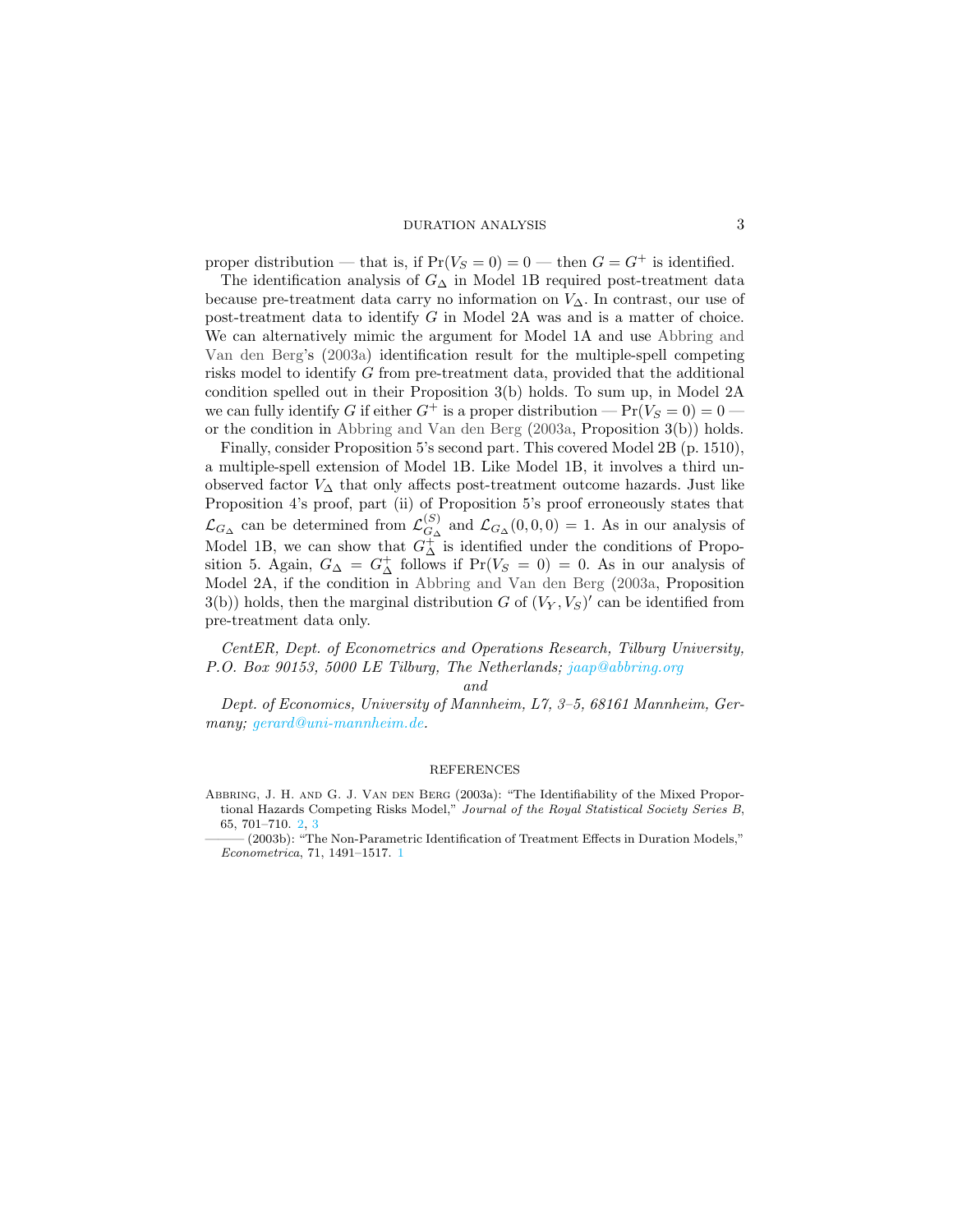proper distribution — that is, if $\Pr(V_S = 0) = 0$ — then $G = G^+$ is identified.

The identification analysis of $G_\Delta$ in Model 1B required post-treatment data because pre-treatment data carry no information on $V_\Delta$. In contrast, our use of post-treatment data to identify $G$ in Model 2A was and is a matter of choice. We can alternatively mimic the argument for Model 1A and use Abbring and Van den Berg's (2003a) identification result for the multiple-spell competing risks model to identify $G$ from pre-treatment data, provided that the additional condition spelled out in their Proposition 3(b) holds. To sum up, in Model 2A we can fully identify $G$ if either $G^+$ is a proper distribution — $\Pr(V_S = 0) = 0$ — or the condition in Abbring and Van den Berg (2003a, Proposition 3(b)) holds.

Finally, consider Proposition 5's second part. This covered Model 2B (p. 1510), a multiple-spell extension of Model 1B. Like Model 1B, it involves a third unobserved factor $V_\Delta$ that only affects post-treatment outcome hazards. Just like Proposition 4's proof, part (ii) of Proposition 5's proof erroneously states that $\mathcal{L}_{G_\Delta}$ can be determined from $\mathcal{L}^{(S)}_{G_\Delta}$ and $\mathcal{L}_{G_\Delta}(0,0,0) = 1$. As in our analysis of Model 1B, we can show that $G^+_\Delta$ is identified under the conditions of Proposition 5. Again, $G_\Delta = G^+_\Delta$ follows if $\Pr(V_S = 0) = 0$. As in our analysis of Model 2A, if the condition in Abbring and Van den Berg (2003a, Proposition 3(b)) holds, then the marginal distribution $G$ of $(V_Y, V_S)'$ can be identified from pre-treatment data only.

*CentER, Dept. of Econometrics and Operations Research, Tilburg University, P.O. Box 90153, 5000 LE Tilburg, The Netherlands; jaap@abbring.org*

*and*

*Dept. of Economics, University of Mannheim, L7, 3–5, 68161 Mannheim, Germany; gerard@uni-mannheim.de.*

## REFERENCES

Abbring, J. H. and G. J. Van den Berg (2003a): "The Identifiability of the Mixed Proportional Hazards Competing Risks Model," *Journal of the Royal Statistical Society Series B*, 65, 701–710. 2, 3

——— (2003b): "The Non-Parametric Identification of Treatment Effects in Duration Models," *Econometrica*, 71, 1491–1517. 1